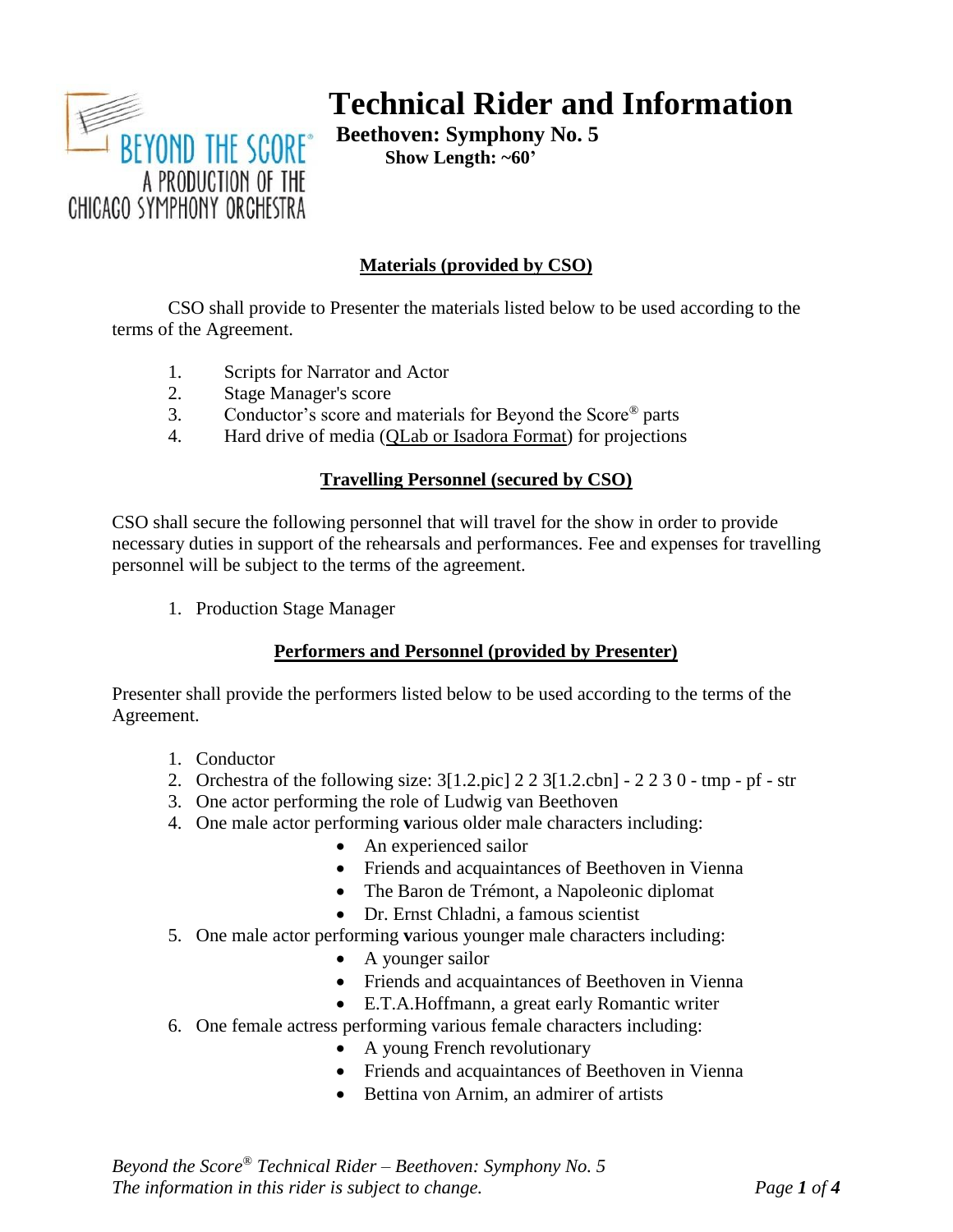BEYOND THE SCORE®
A PRODUCTION OF THE
CHICAGO SYMPHONY ORCHESTRA

# Technical Rider and Information

**Beethoven: Symphony No. 5**

**Show Length: ~60'**

## Materials (provided by CSO)

CSO shall provide to Presenter the materials listed below to be used according to the terms of the Agreement.

1. Scripts for Narrator and Actor
2. Stage Manager's score
3. Conductor's score and materials for Beyond the Score® parts
4. Hard drive of media (QLab or Isadora Format) for projections

## Travelling Personnel (secured by CSO)

CSO shall secure the following personnel that will travel for the show in order to provide necessary duties in support of the rehearsals and performances. Fee and expenses for travelling personnel will be subject to the terms of the agreement.

1. Production Stage Manager

## Performers and Personnel (provided by Presenter)

Presenter shall provide the performers listed below to be used according to the terms of the Agreement.

1. Conductor
2. Orchestra of the following size: 3[1.2.pic] 2 2 3[1.2.cbn] - 2 2 3 0 - tmp - pf - str
3. One actor performing the role of Ludwig van Beethoven
4. One male actor performing **v**arious older male characters including:
   - An experienced sailor
   - Friends and acquaintances of Beethoven in Vienna
   - The Baron de Trémont, a Napoleonic diplomat
   - Dr. Ernst Chladni, a famous scientist
5. One male actor performing **v**arious younger male characters including:
   - A younger sailor
   - Friends and acquaintances of Beethoven in Vienna
   - E.T.A.Hoffmann, a great early Romantic writer
6. One female actress performing various female characters including:
   - A young French revolutionary
   - Friends and acquaintances of Beethoven in Vienna
   - Bettina von Arnim, an admirer of artists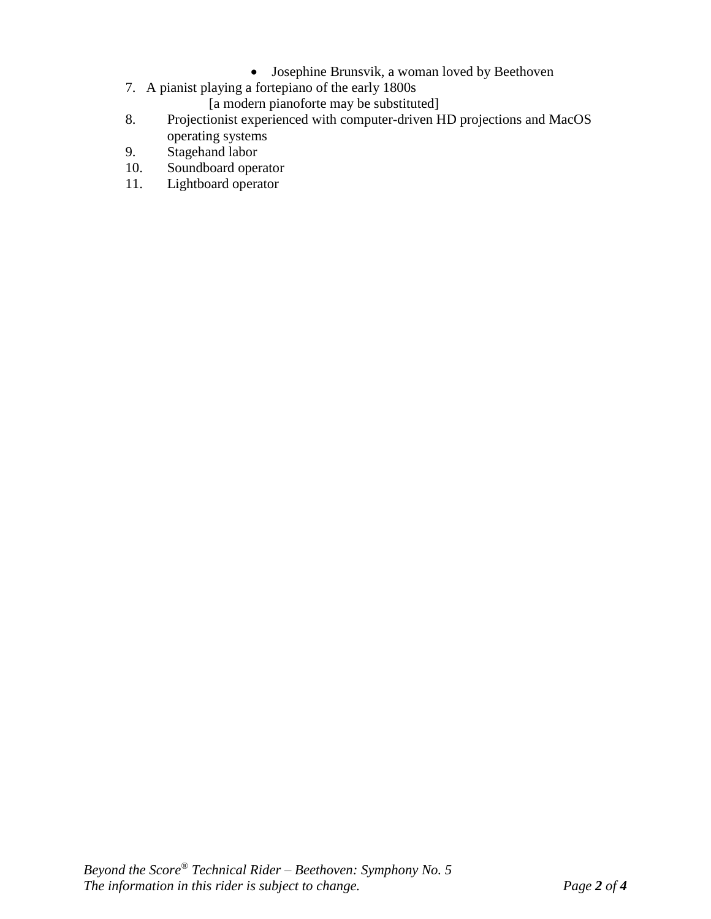- Josephine Brunsvik, a woman loved by Beethoven

7. A pianist playing a fortepiano of the early 1800s
   [a modern pianoforte may be substituted]
8. Projectionist experienced with computer-driven HD projections and MacOS operating systems
9. Stagehand labor
10. Soundboard operator
11. Lightboard operator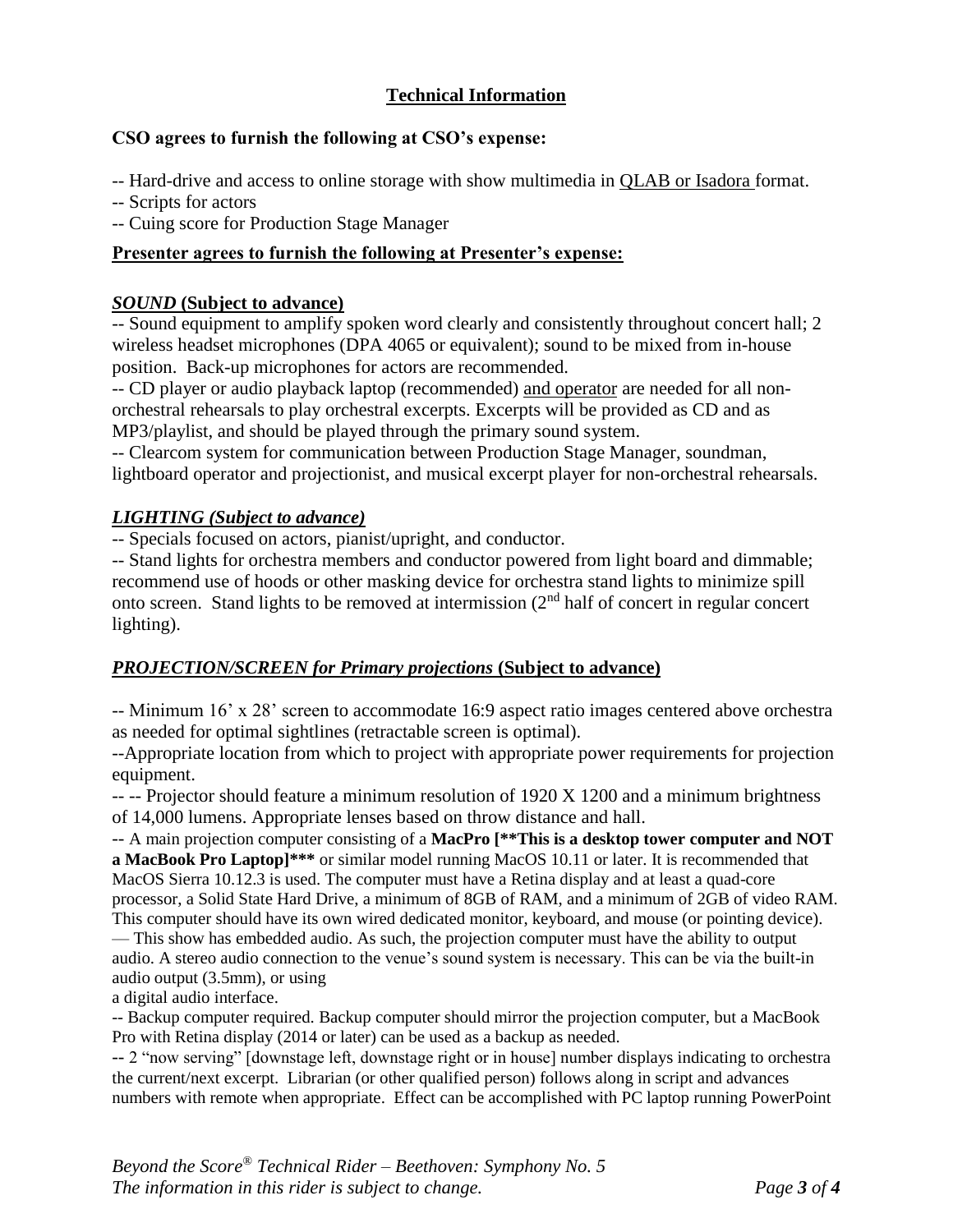## Technical Information

**CSO agrees to furnish the following at CSO's expense:**

-- Hard-drive and access to online storage with show multimedia in QLAB or Isadora format.
-- Scripts for actors
-- Cuing score for Production Stage Manager

**Presenter agrees to furnish the following at Presenter's expense:**

***SOUND* (Subject to advance)**

-- Sound equipment to amplify spoken word clearly and consistently throughout concert hall; 2 wireless headset microphones (DPA 4065 or equivalent); sound to be mixed from in-house position. Back-up microphones for actors are recommended.

-- CD player or audio playback laptop (recommended) and operator are needed for all non-orchestral rehearsals to play orchestral excerpts. Excerpts will be provided as CD and as MP3/playlist, and should be played through the primary sound system.

-- Clearcom system for communication between Production Stage Manager, soundman, lightboard operator and projectionist, and musical excerpt player for non-orchestral rehearsals.

***LIGHTING (Subject to advance)***

-- Specials focused on actors, pianist/upright, and conductor.

-- Stand lights for orchestra members and conductor powered from light board and dimmable; recommend use of hoods or other masking device for orchestra stand lights to minimize spill onto screen. Stand lights to be removed at intermission (2nd half of concert in regular concert lighting).

***PROJECTION/SCREEN for Primary projections* (Subject to advance)**

-- Minimum 16' x 28' screen to accommodate 16:9 aspect ratio images centered above orchestra as needed for optimal sightlines (retractable screen is optimal).

--Appropriate location from which to project with appropriate power requirements for projection equipment.

-- -- Projector should feature a minimum resolution of 1920 X 1200 and a minimum brightness of 14,000 lumens. Appropriate lenses based on throw distance and hall.

-- A main projection computer consisting of a **MacPro [**This is a desktop tower computer and NOT a MacBook Pro Laptop]***** or similar model running MacOS 10.11 or later. It is recommended that MacOS Sierra 10.12.3 is used. The computer must have a Retina display and at least a quad-core processor, a Solid State Hard Drive, a minimum of 8GB of RAM, and a minimum of 2GB of video RAM. This computer should have its own wired dedicated monitor, keyboard, and mouse (or pointing device).

— This show has embedded audio. As such, the projection computer must have the ability to output audio. A stereo audio connection to the venue's sound system is necessary. This can be via the built-in audio output (3.5mm), or using
a digital audio interface.

-- Backup computer required. Backup computer should mirror the projection computer, but a MacBook Pro with Retina display (2014 or later) can be used as a backup as needed.

-- 2 "now serving" [downstage left, downstage right or in house] number displays indicating to orchestra the current/next excerpt. Librarian (or other qualified person) follows along in script and advances numbers with remote when appropriate. Effect can be accomplished with PC laptop running PowerPoint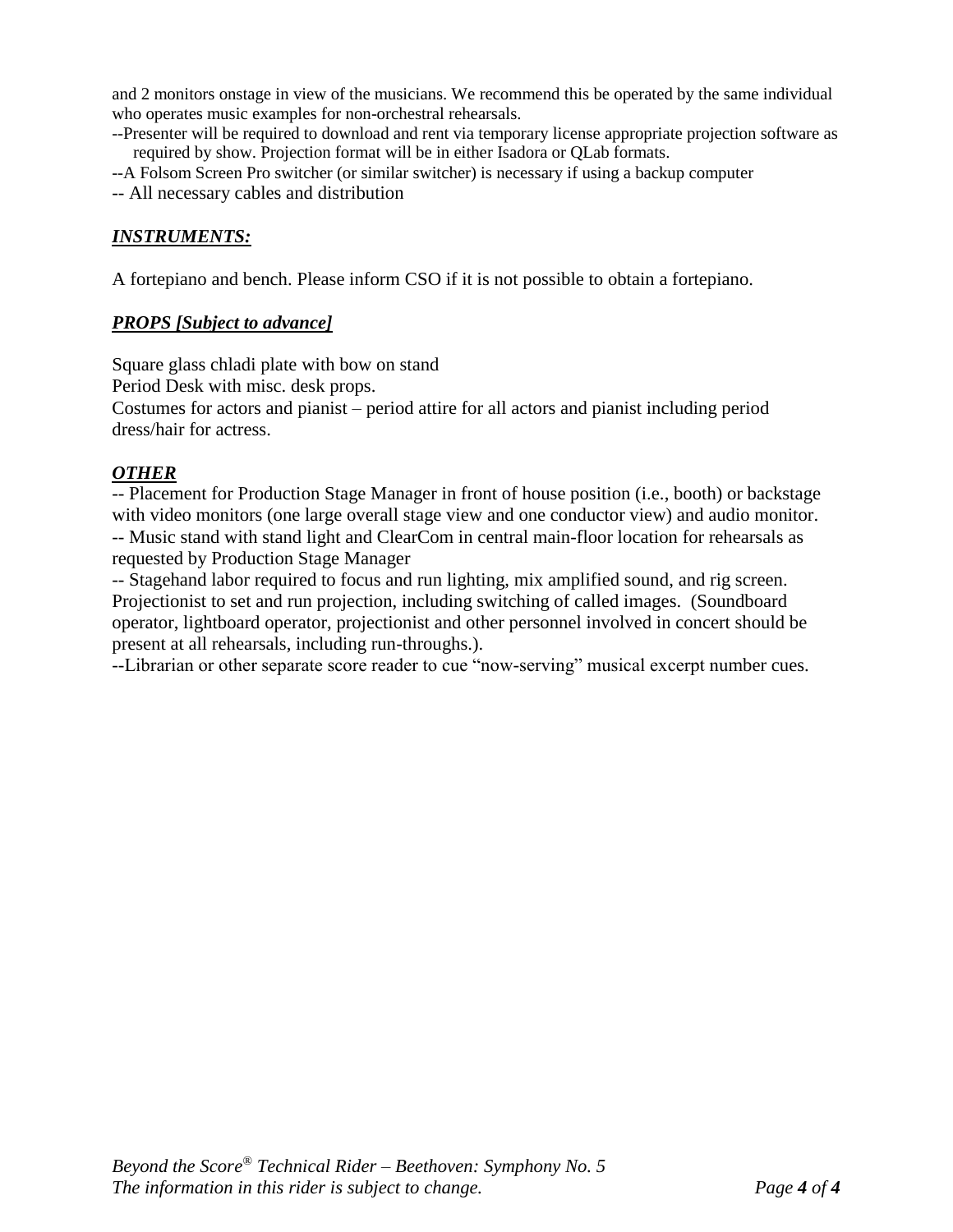and 2 monitors onstage in view of the musicians. We recommend this be operated by the same individual who operates music examples for non-orchestral rehearsals.

--Presenter will be required to download and rent via temporary license appropriate projection software as required by show. Projection format will be in either Isadora or QLab formats.

--A Folsom Screen Pro switcher (or similar switcher) is necessary if using a backup computer

-- All necessary cables and distribution

## ***INSTRUMENTS:***

A fortepiano and bench. Please inform CSO if it is not possible to obtain a fortepiano.

## ***PROPS [Subject to advance]***

Square glass chladi plate with bow on stand

Period Desk with misc. desk props.

Costumes for actors and pianist – period attire for all actors and pianist including period dress/hair for actress.

## ***OTHER***

-- Placement for Production Stage Manager in front of house position (i.e., booth) or backstage with video monitors (one large overall stage view and one conductor view) and audio monitor.

-- Music stand with stand light and ClearCom in central main-floor location for rehearsals as requested by Production Stage Manager

-- Stagehand labor required to focus and run lighting, mix amplified sound, and rig screen. Projectionist to set and run projection, including switching of called images. (Soundboard operator, lightboard operator, projectionist and other personnel involved in concert should be present at all rehearsals, including run-throughs.).

--Librarian or other separate score reader to cue "now-serving" musical excerpt number cues.